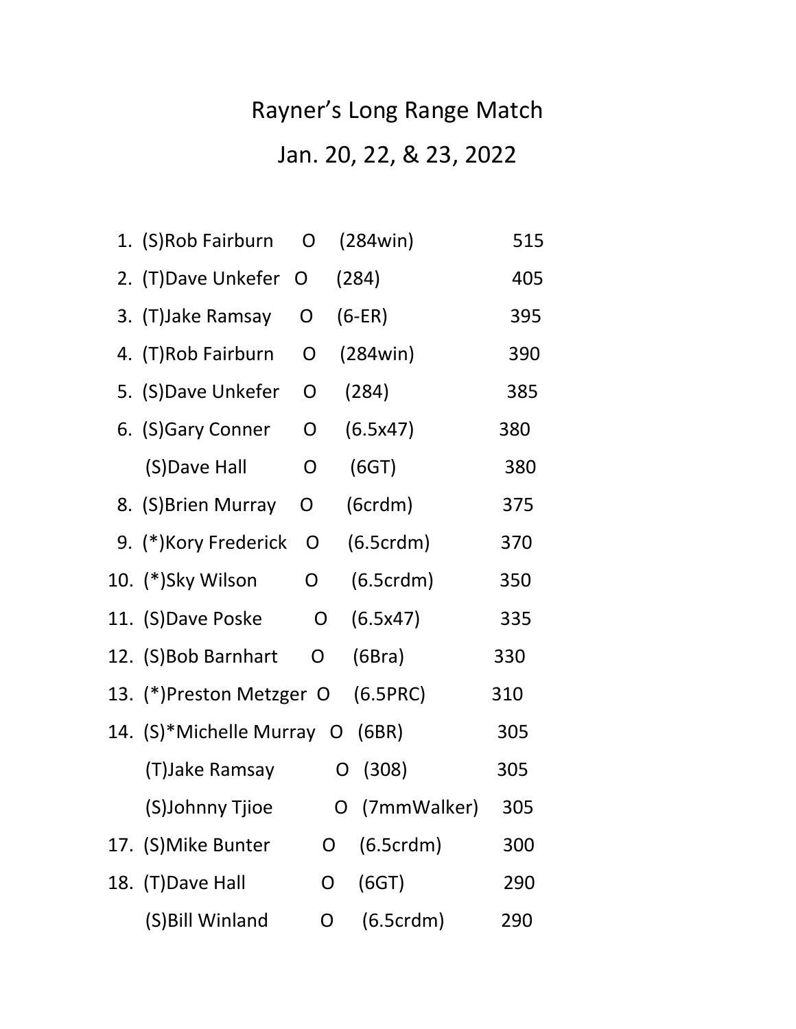# Rayner's Long Range Match

## Jan. 20, 22, & 23, 2022

| Place | Shooter | Class | Caliber | Score |
|---|---|---|---|---|
| 1. | (S)Rob Fairburn | O | (284win) | 515 |
| 2. | (T)Dave Unkefer | O | (284) | 405 |
| 3. | (T)Jake Ramsay | O | (6-ER) | 395 |
| 4. | (T)Rob Fairburn | O | (284win) | 390 |
| 5. | (S)Dave Unkefer | O | (284) | 385 |
| 6. | (S)Gary Conner | O | (6.5x47) | 380 |
| | (S)Dave Hall | O | (6GT) | 380 |
| 8. | (S)Brien Murray | O | (6crdm) | 375 |
| 9. | (*)Kory Frederick | O | (6.5crdm) | 370 |
| 10. | (*)Sky Wilson | O | (6.5crdm) | 350 |
| 11. | (S)Dave Poske | O | (6.5x47) | 335 |
| 12. | (S)Bob Barnhart | O | (6Bra) | 330 |
| 13. | (*)Preston Metzger | O | (6.5PRC) | 310 |
| 14. | (S)*Michelle Murray | O | (6BR) | 305 |
| | (T)Jake Ramsay | O | (308) | 305 |
| | (S)Johnny Tjioe | O | (7mmWalker) | 305 |
| 17. | (S)Mike Bunter | O | (6.5crdm) | 300 |
| 18. | (T)Dave Hall | O | (6GT) | 290 |
| | (S)Bill Winland | O | (6.5crdm) | 290 |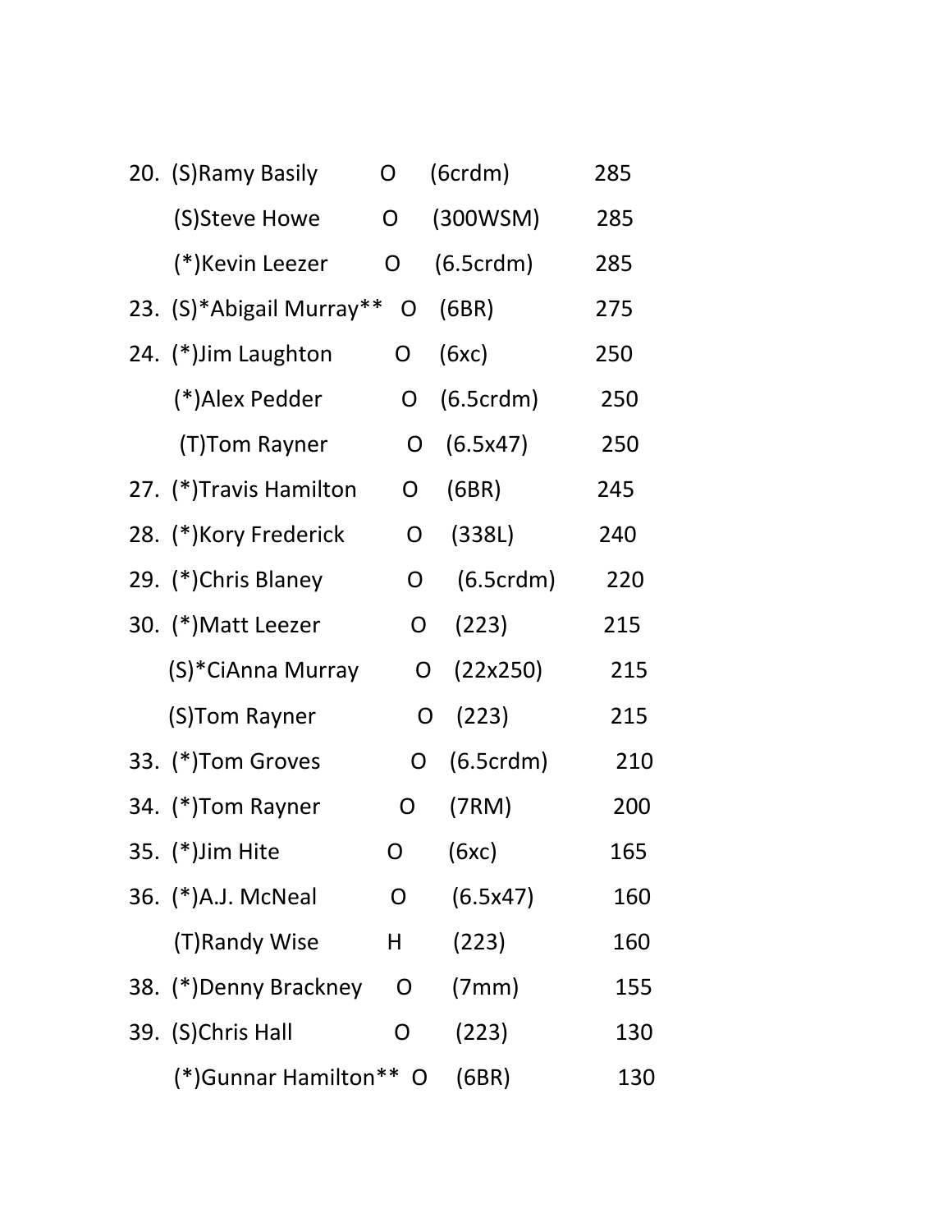| Place | Shooter | Class | Caliber | Score |
|---|---|---|---|---|
| 20. | (S)Ramy Basily | O | (6crdm) | 285 |
| | (S)Steve Howe | O | (300WSM) | 285 |
| | (*)Kevin Leezer | O | (6.5crdm) | 285 |
| 23. | (S)*Abigail Murray** | O | (6BR) | 275 |
| 24. | (*)Jim Laughton | O | (6xc) | 250 |
| | (*)Alex Pedder | O | (6.5crdm) | 250 |
| | (T)Tom Rayner | O | (6.5x47) | 250 |
| 27. | (*)Travis Hamilton | O | (6BR) | 245 |
| 28. | (*)Kory Frederick | O | (338L) | 240 |
| 29. | (*)Chris Blaney | O | (6.5crdm) | 220 |
| 30. | (*)Matt Leezer | O | (223) | 215 |
| | (S)*CiAnna Murray | O | (22x250) | 215 |
| | (S)Tom Rayner | O | (223) | 215 |
| 33. | (*)Tom Groves | O | (6.5crdm) | 210 |
| 34. | (*)Tom Rayner | O | (7RM) | 200 |
| 35. | (*)Jim Hite | O | (6xc) | 165 |
| 36. | (*)A.J. McNeal | O | (6.5x47) | 160 |
| | (T)Randy Wise | H | (223) | 160 |
| 38. | (*)Denny Brackney | O | (7mm) | 155 |
| 39. | (S)Chris Hall | O | (223) | 130 |
| | (*)Gunnar Hamilton** | O | (6BR) | 130 |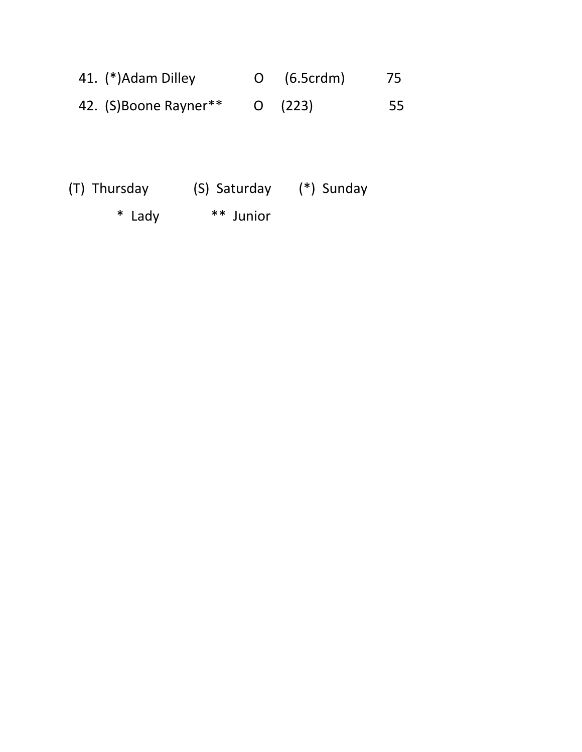41. (*)Adam Dilley O (6.5crdm) 75
42. (S)Boone Rayner** O (223) 55

(T) Thursday (S) Saturday (*) Sunday

\* Lady ** Junior